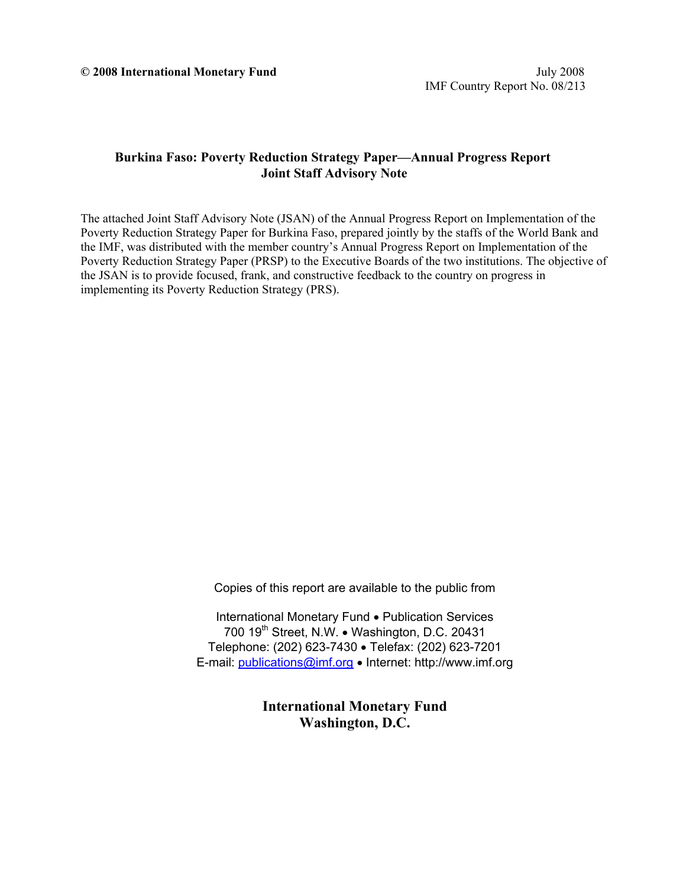**© 2008 International Monetary Fund**

July 2008
IMF Country Report No. 08/213

# Burkina Faso: Poverty Reduction Strategy Paper—Annual Progress Report Joint Staff Advisory Note

The attached Joint Staff Advisory Note (JSAN) of the Annual Progress Report on Implementation of the Poverty Reduction Strategy Paper for Burkina Faso, prepared jointly by the staffs of the World Bank and the IMF, was distributed with the member country's Annual Progress Report on Implementation of the Poverty Reduction Strategy Paper (PRSP) to the Executive Boards of the two institutions. The objective of the JSAN is to provide focused, frank, and constructive feedback to the country on progress in implementing its Poverty Reduction Strategy (PRS).

Copies of this report are available to the public from

International Monetary Fund • Publication Services
700 19th Street, N.W. • Washington, D.C. 20431
Telephone: (202) 623-7430 • Telefax: (202) 623-7201
E-mail: publications@imf.org • Internet: http://www.imf.org

**International Monetary Fund**
**Washington, D.C.**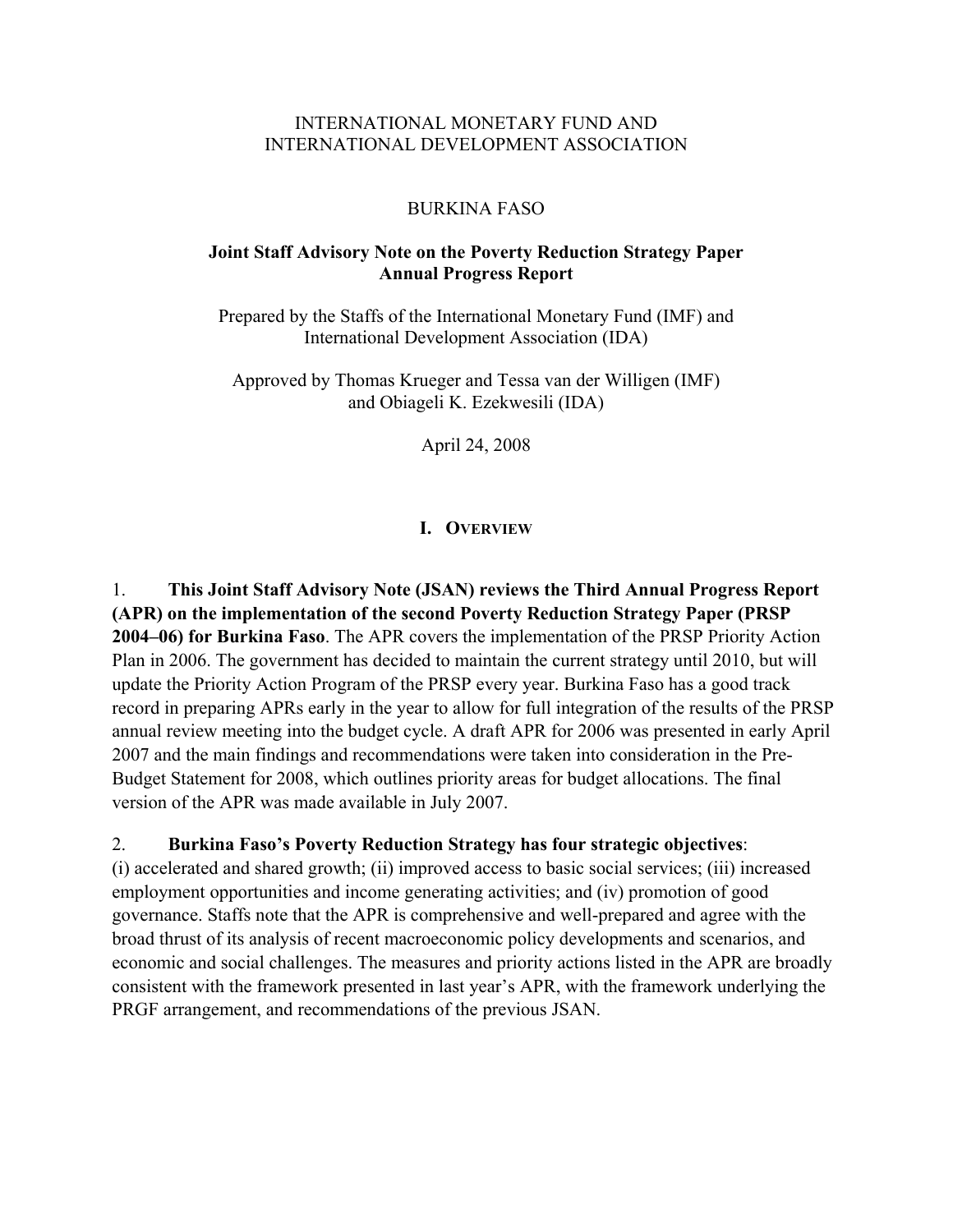INTERNATIONAL MONETARY FUND AND
INTERNATIONAL DEVELOPMENT ASSOCIATION

BURKINA FASO

**Joint Staff Advisory Note on the Poverty Reduction Strategy Paper Annual Progress Report**

Prepared by the Staffs of the International Monetary Fund (IMF) and International Development Association (IDA)

Approved by Thomas Krueger and Tessa van der Willigen (IMF) and Obiageli K. Ezekwesili (IDA)

April 24, 2008

## I. Overview

1. **This Joint Staff Advisory Note (JSAN) reviews the Third Annual Progress Report (APR) on the implementation of the second Poverty Reduction Strategy Paper (PRSP 2004–06) for Burkina Faso**. The APR covers the implementation of the PRSP Priority Action Plan in 2006. The government has decided to maintain the current strategy until 2010, but will update the Priority Action Program of the PRSP every year. Burkina Faso has a good track record in preparing APRs early in the year to allow for full integration of the results of the PRSP annual review meeting into the budget cycle. A draft APR for 2006 was presented in early April 2007 and the main findings and recommendations were taken into consideration in the Pre-Budget Statement for 2008, which outlines priority areas for budget allocations. The final version of the APR was made available in July 2007.

2. **Burkina Faso's Poverty Reduction Strategy has four strategic objectives**: (i) accelerated and shared growth; (ii) improved access to basic social services; (iii) increased employment opportunities and income generating activities; and (iv) promotion of good governance. Staffs note that the APR is comprehensive and well-prepared and agree with the broad thrust of its analysis of recent macroeconomic policy developments and scenarios, and economic and social challenges. The measures and priority actions listed in the APR are broadly consistent with the framework presented in last year's APR, with the framework underlying the PRGF arrangement, and recommendations of the previous JSAN.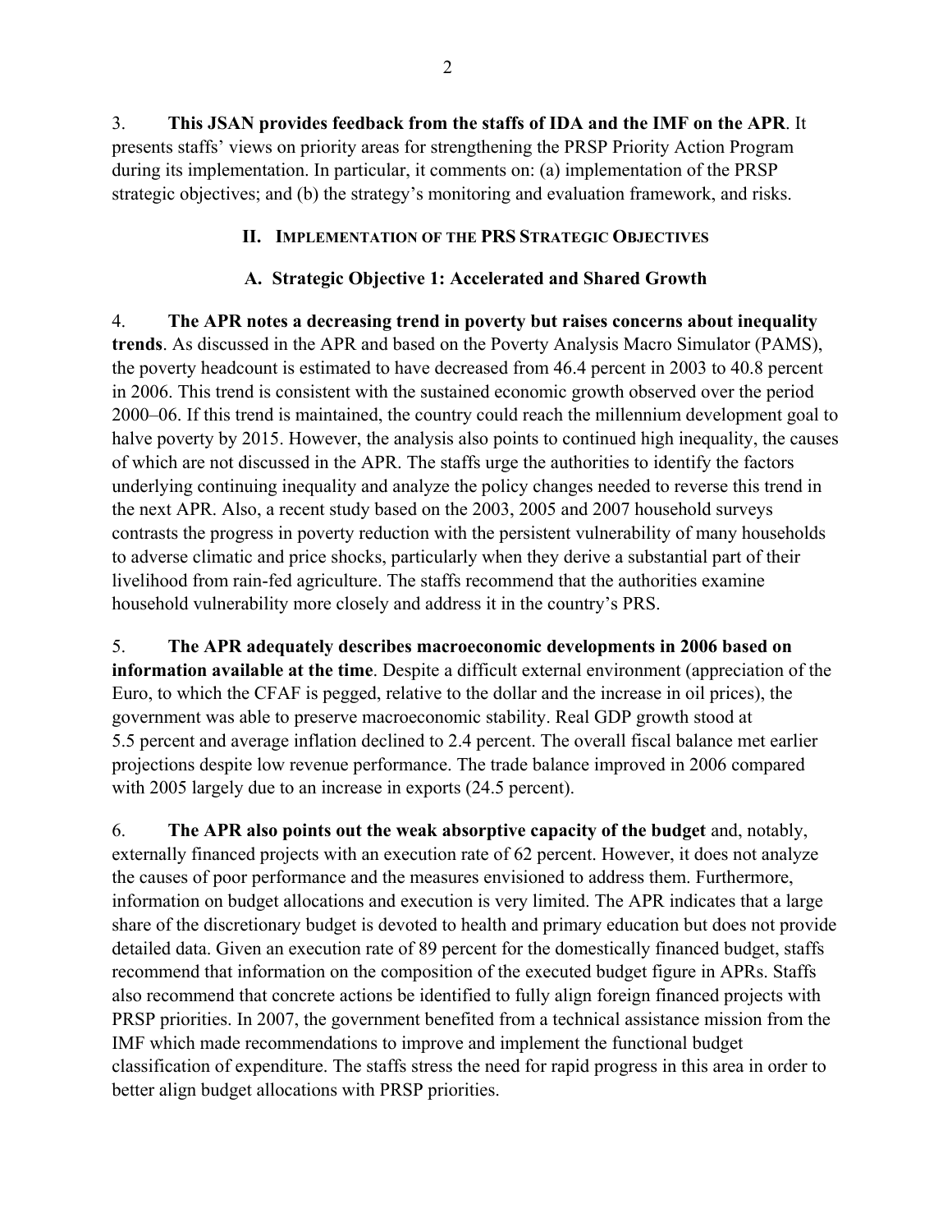3. **This JSAN provides feedback from the staffs of IDA and the IMF on the APR**. It presents staffs' views on priority areas for strengthening the PRSP Priority Action Program during its implementation. In particular, it comments on: (a) implementation of the PRSP strategic objectives; and (b) the strategy's monitoring and evaluation framework, and risks.

## II. Implementation of the PRS Strategic Objectives

### A. Strategic Objective 1: Accelerated and Shared Growth

4. **The APR notes a decreasing trend in poverty but raises concerns about inequality trends**. As discussed in the APR and based on the Poverty Analysis Macro Simulator (PAMS), the poverty headcount is estimated to have decreased from 46.4 percent in 2003 to 40.8 percent in 2006. This trend is consistent with the sustained economic growth observed over the period 2000–06. If this trend is maintained, the country could reach the millennium development goal to halve poverty by 2015. However, the analysis also points to continued high inequality, the causes of which are not discussed in the APR. The staffs urge the authorities to identify the factors underlying continuing inequality and analyze the policy changes needed to reverse this trend in the next APR. Also, a recent study based on the 2003, 2005 and 2007 household surveys contrasts the progress in poverty reduction with the persistent vulnerability of many households to adverse climatic and price shocks, particularly when they derive a substantial part of their livelihood from rain-fed agriculture. The staffs recommend that the authorities examine household vulnerability more closely and address it in the country's PRS.

5. **The APR adequately describes macroeconomic developments in 2006 based on information available at the time**. Despite a difficult external environment (appreciation of the Euro, to which the CFAF is pegged, relative to the dollar and the increase in oil prices), the government was able to preserve macroeconomic stability. Real GDP growth stood at 5.5 percent and average inflation declined to 2.4 percent. The overall fiscal balance met earlier projections despite low revenue performance. The trade balance improved in 2006 compared with 2005 largely due to an increase in exports (24.5 percent).

6. **The APR also points out the weak absorptive capacity of the budget** and, notably, externally financed projects with an execution rate of 62 percent. However, it does not analyze the causes of poor performance and the measures envisioned to address them. Furthermore, information on budget allocations and execution is very limited. The APR indicates that a large share of the discretionary budget is devoted to health and primary education but does not provide detailed data. Given an execution rate of 89 percent for the domestically financed budget, staffs recommend that information on the composition of the executed budget figure in APRs. Staffs also recommend that concrete actions be identified to fully align foreign financed projects with PRSP priorities. In 2007, the government benefited from a technical assistance mission from the IMF which made recommendations to improve and implement the functional budget classification of expenditure. The staffs stress the need for rapid progress in this area in order to better align budget allocations with PRSP priorities.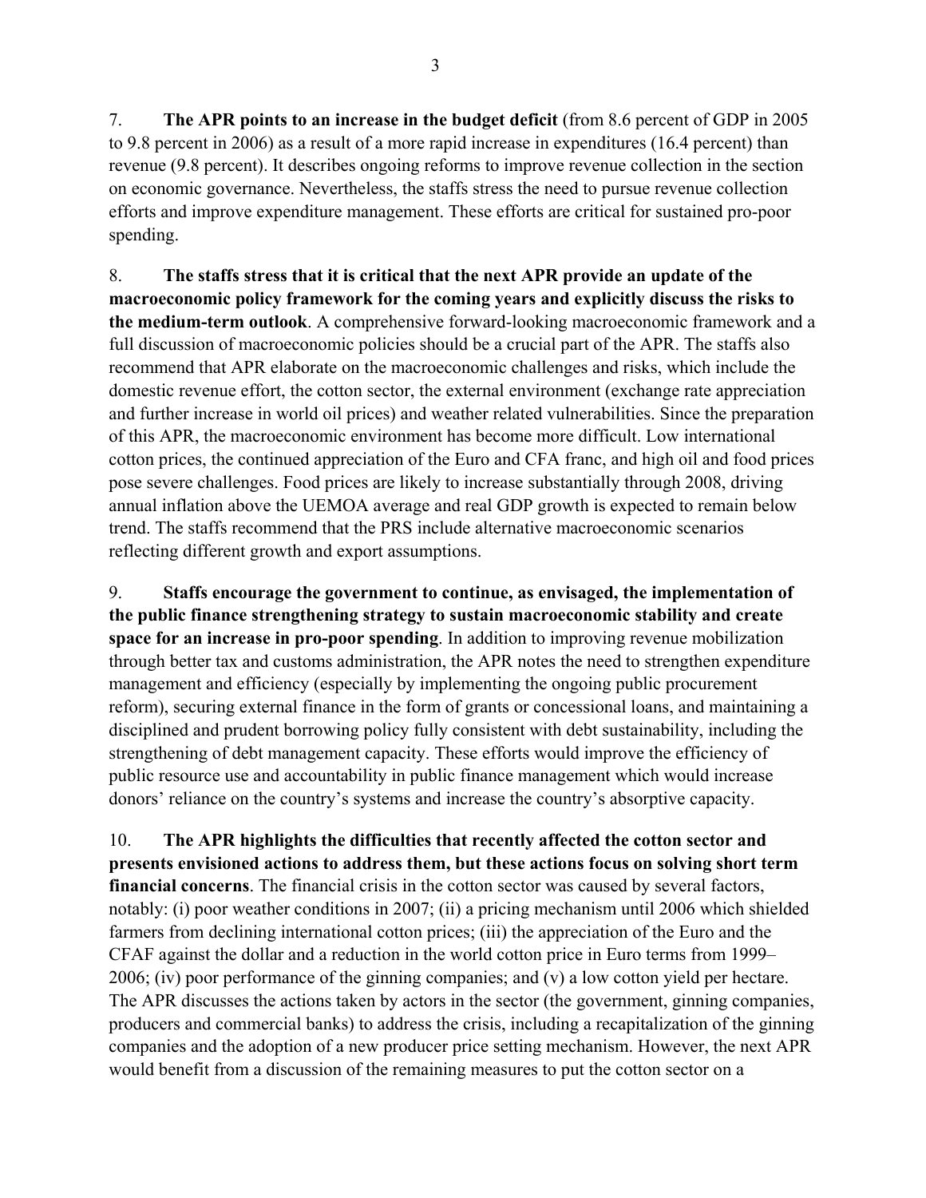7. **The APR points to an increase in the budget deficit** (from 8.6 percent of GDP in 2005 to 9.8 percent in 2006) as a result of a more rapid increase in expenditures (16.4 percent) than revenue (9.8 percent). It describes ongoing reforms to improve revenue collection in the section on economic governance. Nevertheless, the staffs stress the need to pursue revenue collection efforts and improve expenditure management. These efforts are critical for sustained pro-poor spending.

8. **The staffs stress that it is critical that the next APR provide an update of the macroeconomic policy framework for the coming years and explicitly discuss the risks to the medium-term outlook**. A comprehensive forward-looking macroeconomic framework and a full discussion of macroeconomic policies should be a crucial part of the APR. The staffs also recommend that APR elaborate on the macroeconomic challenges and risks, which include the domestic revenue effort, the cotton sector, the external environment (exchange rate appreciation and further increase in world oil prices) and weather related vulnerabilities. Since the preparation of this APR, the macroeconomic environment has become more difficult. Low international cotton prices, the continued appreciation of the Euro and CFA franc, and high oil and food prices pose severe challenges. Food prices are likely to increase substantially through 2008, driving annual inflation above the UEMOA average and real GDP growth is expected to remain below trend. The staffs recommend that the PRS include alternative macroeconomic scenarios reflecting different growth and export assumptions.

9. **Staffs encourage the government to continue, as envisaged, the implementation of the public finance strengthening strategy to sustain macroeconomic stability and create space for an increase in pro-poor spending**. In addition to improving revenue mobilization through better tax and customs administration, the APR notes the need to strengthen expenditure management and efficiency (especially by implementing the ongoing public procurement reform), securing external finance in the form of grants or concessional loans, and maintaining a disciplined and prudent borrowing policy fully consistent with debt sustainability, including the strengthening of debt management capacity. These efforts would improve the efficiency of public resource use and accountability in public finance management which would increase donors' reliance on the country's systems and increase the country's absorptive capacity.

10. **The APR highlights the difficulties that recently affected the cotton sector and presents envisioned actions to address them, but these actions focus on solving short term financial concerns**. The financial crisis in the cotton sector was caused by several factors, notably: (i) poor weather conditions in 2007; (ii) a pricing mechanism until 2006 which shielded farmers from declining international cotton prices; (iii) the appreciation of the Euro and the CFAF against the dollar and a reduction in the world cotton price in Euro terms from 1999–2006; (iv) poor performance of the ginning companies; and (v) a low cotton yield per hectare. The APR discusses the actions taken by actors in the sector (the government, ginning companies, producers and commercial banks) to address the crisis, including a recapitalization of the ginning companies and the adoption of a new producer price setting mechanism. However, the next APR would benefit from a discussion of the remaining measures to put the cotton sector on a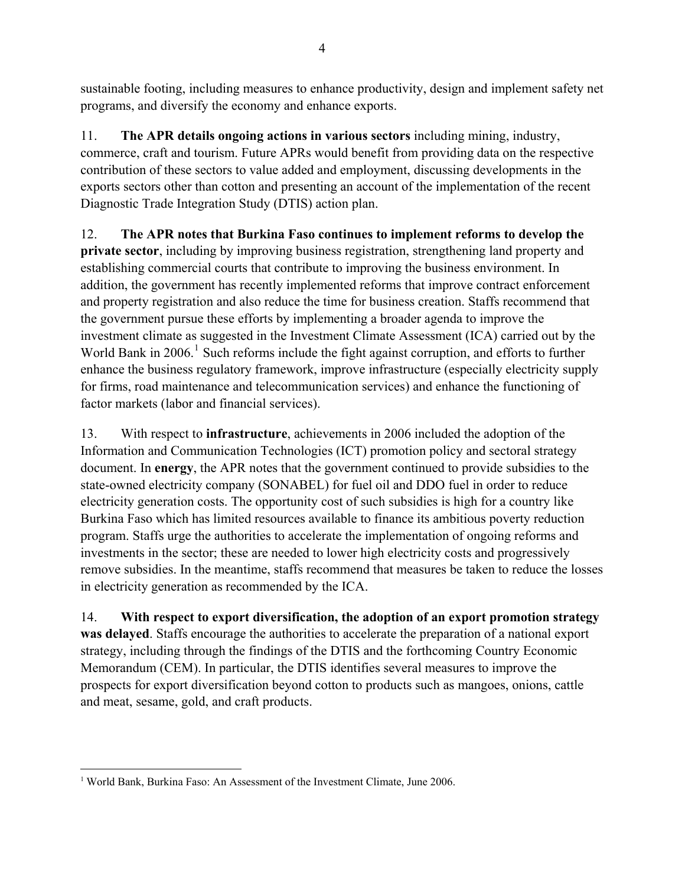sustainable footing, including measures to enhance productivity, design and implement safety net programs, and diversify the economy and enhance exports.

11. **The APR details ongoing actions in various sectors** including mining, industry, commerce, craft and tourism. Future APRs would benefit from providing data on the respective contribution of these sectors to value added and employment, discussing developments in the exports sectors other than cotton and presenting an account of the implementation of the recent Diagnostic Trade Integration Study (DTIS) action plan.

12. **The APR notes that Burkina Faso continues to implement reforms to develop the private sector**, including by improving business registration, strengthening land property and establishing commercial courts that contribute to improving the business environment. In addition, the government has recently implemented reforms that improve contract enforcement and property registration and also reduce the time for business creation. Staffs recommend that the government pursue these efforts by implementing a broader agenda to improve the investment climate as suggested in the Investment Climate Assessment (ICA) carried out by the World Bank in 2006.[1] Such reforms include the fight against corruption, and efforts to further enhance the business regulatory framework, improve infrastructure (especially electricity supply for firms, road maintenance and telecommunication services) and enhance the functioning of factor markets (labor and financial services).

13. With respect to **infrastructure**, achievements in 2006 included the adoption of the Information and Communication Technologies (ICT) promotion policy and sectoral strategy document. In **energy**, the APR notes that the government continued to provide subsidies to the state-owned electricity company (SONABEL) for fuel oil and DDO fuel in order to reduce electricity generation costs. The opportunity cost of such subsidies is high for a country like Burkina Faso which has limited resources available to finance its ambitious poverty reduction program. Staffs urge the authorities to accelerate the implementation of ongoing reforms and investments in the sector; these are needed to lower high electricity costs and progressively remove subsidies. In the meantime, staffs recommend that measures be taken to reduce the losses in electricity generation as recommended by the ICA.

14. **With respect to export diversification, the adoption of an export promotion strategy was delayed**. Staffs encourage the authorities to accelerate the preparation of a national export strategy, including through the findings of the DTIS and the forthcoming Country Economic Memorandum (CEM). In particular, the DTIS identifies several measures to improve the prospects for export diversification beyond cotton to products such as mangoes, onions, cattle and meat, sesame, gold, and craft products.

---

[1] World Bank, Burkina Faso: An Assessment of the Investment Climate, June 2006.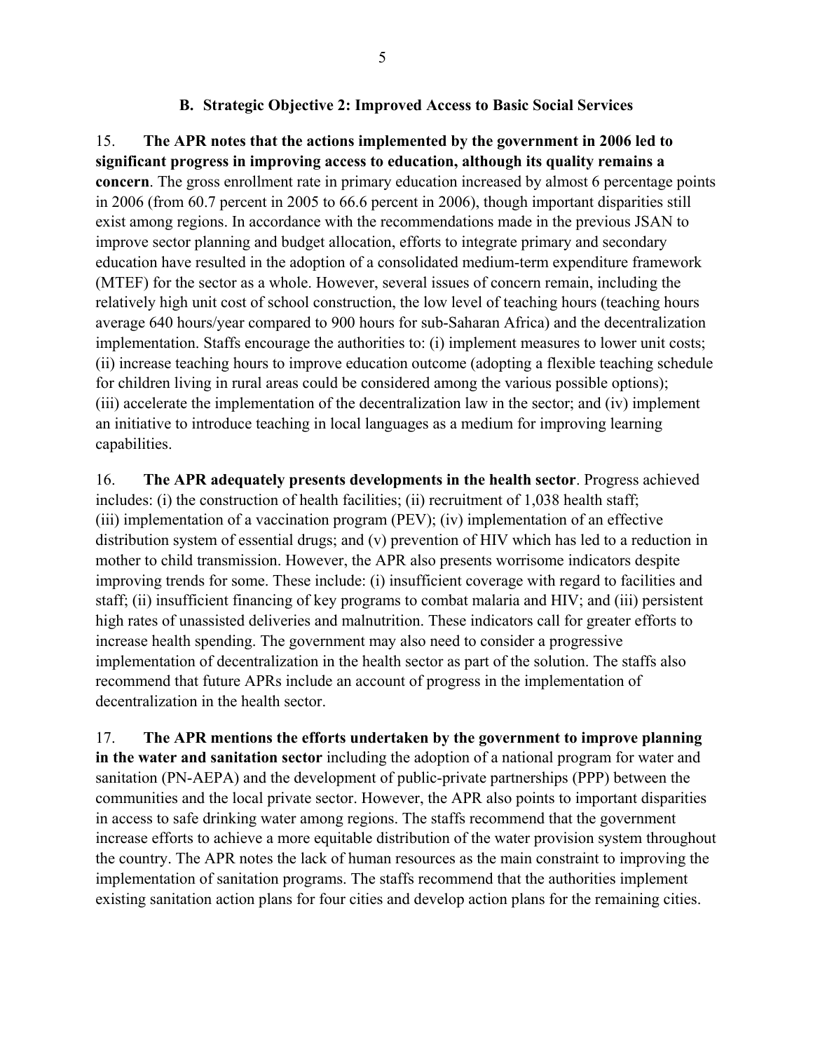### B. Strategic Objective 2: Improved Access to Basic Social Services

15. **The APR notes that the actions implemented by the government in 2006 led to significant progress in improving access to education, although its quality remains a concern**. The gross enrollment rate in primary education increased by almost 6 percentage points in 2006 (from 60.7 percent in 2005 to 66.6 percent in 2006), though important disparities still exist among regions. In accordance with the recommendations made in the previous JSAN to improve sector planning and budget allocation, efforts to integrate primary and secondary education have resulted in the adoption of a consolidated medium-term expenditure framework (MTEF) for the sector as a whole. However, several issues of concern remain, including the relatively high unit cost of school construction, the low level of teaching hours (teaching hours average 640 hours/year compared to 900 hours for sub-Saharan Africa) and the decentralization implementation. Staffs encourage the authorities to: (i) implement measures to lower unit costs; (ii) increase teaching hours to improve education outcome (adopting a flexible teaching schedule for children living in rural areas could be considered among the various possible options); (iii) accelerate the implementation of the decentralization law in the sector; and (iv) implement an initiative to introduce teaching in local languages as a medium for improving learning capabilities.

16. **The APR adequately presents developments in the health sector**. Progress achieved includes: (i) the construction of health facilities; (ii) recruitment of 1,038 health staff; (iii) implementation of a vaccination program (PEV); (iv) implementation of an effective distribution system of essential drugs; and (v) prevention of HIV which has led to a reduction in mother to child transmission. However, the APR also presents worrisome indicators despite improving trends for some. These include: (i) insufficient coverage with regard to facilities and staff; (ii) insufficient financing of key programs to combat malaria and HIV; and (iii) persistent high rates of unassisted deliveries and malnutrition. These indicators call for greater efforts to increase health spending. The government may also need to consider a progressive implementation of decentralization in the health sector as part of the solution. The staffs also recommend that future APRs include an account of progress in the implementation of decentralization in the health sector.

17. **The APR mentions the efforts undertaken by the government to improve planning in the water and sanitation sector** including the adoption of a national program for water and sanitation (PN-AEPA) and the development of public-private partnerships (PPP) between the communities and the local private sector. However, the APR also points to important disparities in access to safe drinking water among regions. The staffs recommend that the government increase efforts to achieve a more equitable distribution of the water provision system throughout the country. The APR notes the lack of human resources as the main constraint to improving the implementation of sanitation programs. The staffs recommend that the authorities implement existing sanitation action plans for four cities and develop action plans for the remaining cities.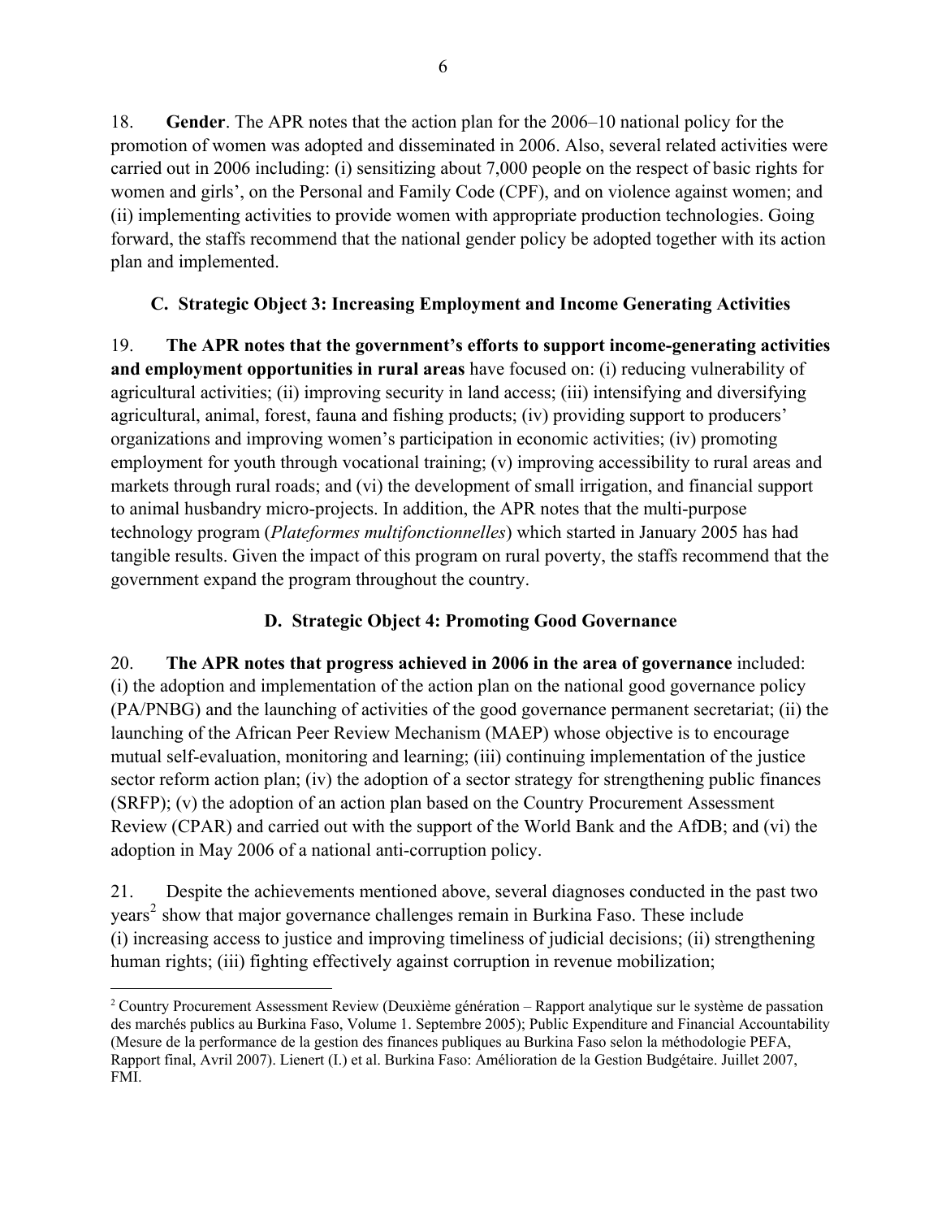18. **Gender**. The APR notes that the action plan for the 2006–10 national policy for the promotion of women was adopted and disseminated in 2006. Also, several related activities were carried out in 2006 including: (i) sensitizing about 7,000 people on the respect of basic rights for women and girls', on the Personal and Family Code (CPF), and on violence against women; and (ii) implementing activities to provide women with appropriate production technologies. Going forward, the staffs recommend that the national gender policy be adopted together with its action plan and implemented.

### C. Strategic Object 3: Increasing Employment and Income Generating Activities

19. **The APR notes that the government's efforts to support income-generating activities and employment opportunities in rural areas** have focused on: (i) reducing vulnerability of agricultural activities; (ii) improving security in land access; (iii) intensifying and diversifying agricultural, animal, forest, fauna and fishing products; (iv) providing support to producers' organizations and improving women's participation in economic activities; (iv) promoting employment for youth through vocational training; (v) improving accessibility to rural areas and markets through rural roads; and (vi) the development of small irrigation, and financial support to animal husbandry micro-projects. In addition, the APR notes that the multi-purpose technology program (*Plateformes multifonctionnelles*) which started in January 2005 has had tangible results. Given the impact of this program on rural poverty, the staffs recommend that the government expand the program throughout the country.

### D. Strategic Object 4: Promoting Good Governance

20. **The APR notes that progress achieved in 2006 in the area of governance** included: (i) the adoption and implementation of the action plan on the national good governance policy (PA/PNBG) and the launching of activities of the good governance permanent secretariat; (ii) the launching of the African Peer Review Mechanism (MAEP) whose objective is to encourage mutual self-evaluation, monitoring and learning; (iii) continuing implementation of the justice sector reform action plan; (iv) the adoption of a sector strategy for strengthening public finances (SRFP); (v) the adoption of an action plan based on the Country Procurement Assessment Review (CPAR) and carried out with the support of the World Bank and the AfDB; and (vi) the adoption in May 2006 of a national anti-corruption policy.

21. Despite the achievements mentioned above, several diagnoses conducted in the past two years[2] show that major governance challenges remain in Burkina Faso. These include (i) increasing access to justice and improving timeliness of judicial decisions; (ii) strengthening human rights; (iii) fighting effectively against corruption in revenue mobilization;

---

[2] Country Procurement Assessment Review (Deuxième génération – Rapport analytique sur le système de passation des marchés publics au Burkina Faso, Volume 1. Septembre 2005); Public Expenditure and Financial Accountability (Mesure de la performance de la gestion des finances publiques au Burkina Faso selon la méthodologie PEFA, Rapport final, Avril 2007). Lienert (I.) et al. Burkina Faso: Amélioration de la Gestion Budgétaire. Juillet 2007, FMI.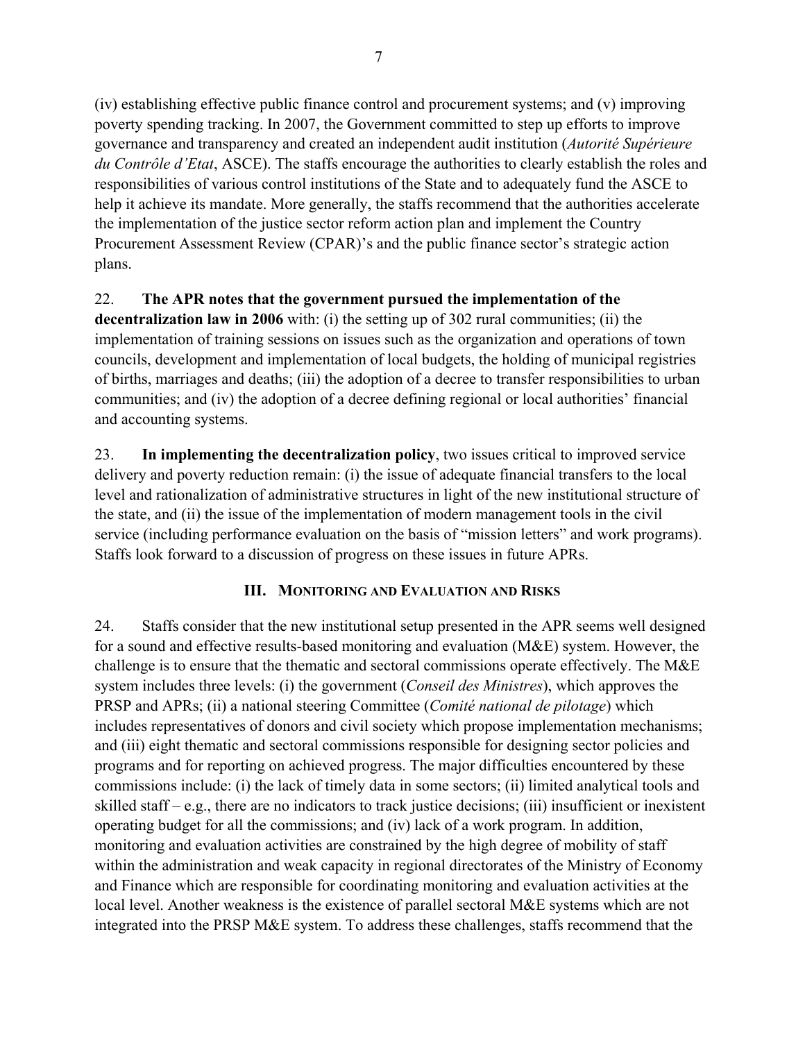(iv) establishing effective public finance control and procurement systems; and (v) improving poverty spending tracking. In 2007, the Government committed to step up efforts to improve governance and transparency and created an independent audit institution (*Autorité Supérieure du Contrôle d'Etat*, ASCE). The staffs encourage the authorities to clearly establish the roles and responsibilities of various control institutions of the State and to adequately fund the ASCE to help it achieve its mandate. More generally, the staffs recommend that the authorities accelerate the implementation of the justice sector reform action plan and implement the Country Procurement Assessment Review (CPAR)'s and the public finance sector's strategic action plans.

22. **The APR notes that the government pursued the implementation of the decentralization law in 2006** with: (i) the setting up of 302 rural communities; (ii) the implementation of training sessions on issues such as the organization and operations of town councils, development and implementation of local budgets, the holding of municipal registries of births, marriages and deaths; (iii) the adoption of a decree to transfer responsibilities to urban communities; and (iv) the adoption of a decree defining regional or local authorities' financial and accounting systems.

23. **In implementing the decentralization policy**, two issues critical to improved service delivery and poverty reduction remain: (i) the issue of adequate financial transfers to the local level and rationalization of administrative structures in light of the new institutional structure of the state, and (ii) the issue of the implementation of modern management tools in the civil service (including performance evaluation on the basis of "mission letters" and work programs). Staffs look forward to a discussion of progress on these issues in future APRs.

## III. Monitoring and Evaluation and Risks

24. Staffs consider that the new institutional setup presented in the APR seems well designed for a sound and effective results-based monitoring and evaluation (M&E) system. However, the challenge is to ensure that the thematic and sectoral commissions operate effectively. The M&E system includes three levels: (i) the government (*Conseil des Ministres*), which approves the PRSP and APRs; (ii) a national steering Committee (*Comité national de pilotage*) which includes representatives of donors and civil society which propose implementation mechanisms; and (iii) eight thematic and sectoral commissions responsible for designing sector policies and programs and for reporting on achieved progress. The major difficulties encountered by these commissions include: (i) the lack of timely data in some sectors; (ii) limited analytical tools and skilled staff – e.g., there are no indicators to track justice decisions; (iii) insufficient or inexistent operating budget for all the commissions; and (iv) lack of a work program. In addition, monitoring and evaluation activities are constrained by the high degree of mobility of staff within the administration and weak capacity in regional directorates of the Ministry of Economy and Finance which are responsible for coordinating monitoring and evaluation activities at the local level. Another weakness is the existence of parallel sectoral M&E systems which are not integrated into the PRSP M&E system. To address these challenges, staffs recommend that the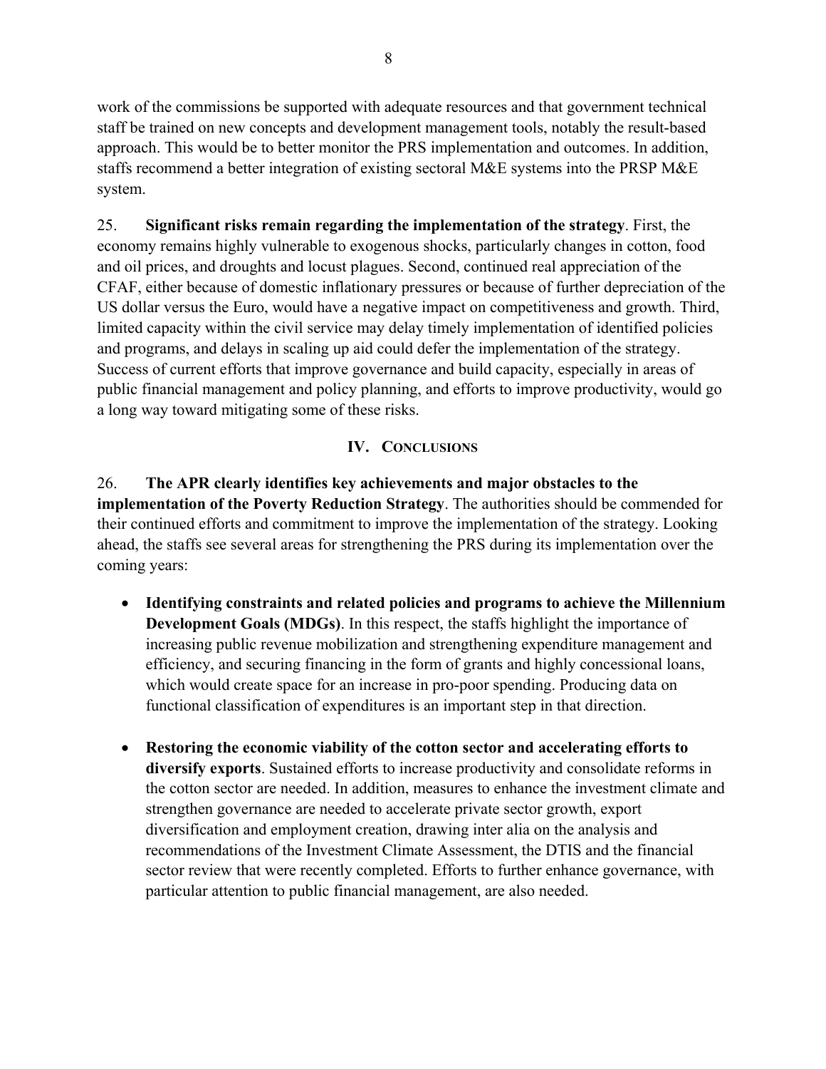work of the commissions be supported with adequate resources and that government technical staff be trained on new concepts and development management tools, notably the result-based approach. This would be to better monitor the PRS implementation and outcomes. In addition, staffs recommend a better integration of existing sectoral M&E systems into the PRSP M&E system.

25. **Significant risks remain regarding the implementation of the strategy**. First, the economy remains highly vulnerable to exogenous shocks, particularly changes in cotton, food and oil prices, and droughts and locust plagues. Second, continued real appreciation of the CFAF, either because of domestic inflationary pressures or because of further depreciation of the US dollar versus the Euro, would have a negative impact on competitiveness and growth. Third, limited capacity within the civil service may delay timely implementation of identified policies and programs, and delays in scaling up aid could defer the implementation of the strategy. Success of current efforts that improve governance and build capacity, especially in areas of public financial management and policy planning, and efforts to improve productivity, would go a long way toward mitigating some of these risks.

## IV. Conclusions

26. **The APR clearly identifies key achievements and major obstacles to the implementation of the Poverty Reduction Strategy**. The authorities should be commended for their continued efforts and commitment to improve the implementation of the strategy. Looking ahead, the staffs see several areas for strengthening the PRS during its implementation over the coming years:

- **Identifying constraints and related policies and programs to achieve the Millennium Development Goals (MDGs)**. In this respect, the staffs highlight the importance of increasing public revenue mobilization and strengthening expenditure management and efficiency, and securing financing in the form of grants and highly concessional loans, which would create space for an increase in pro-poor spending. Producing data on functional classification of expenditures is an important step in that direction.

- **Restoring the economic viability of the cotton sector and accelerating efforts to diversify exports**. Sustained efforts to increase productivity and consolidate reforms in the cotton sector are needed. In addition, measures to enhance the investment climate and strengthen governance are needed to accelerate private sector growth, export diversification and employment creation, drawing inter alia on the analysis and recommendations of the Investment Climate Assessment, the DTIS and the financial sector review that were recently completed. Efforts to further enhance governance, with particular attention to public financial management, are also needed.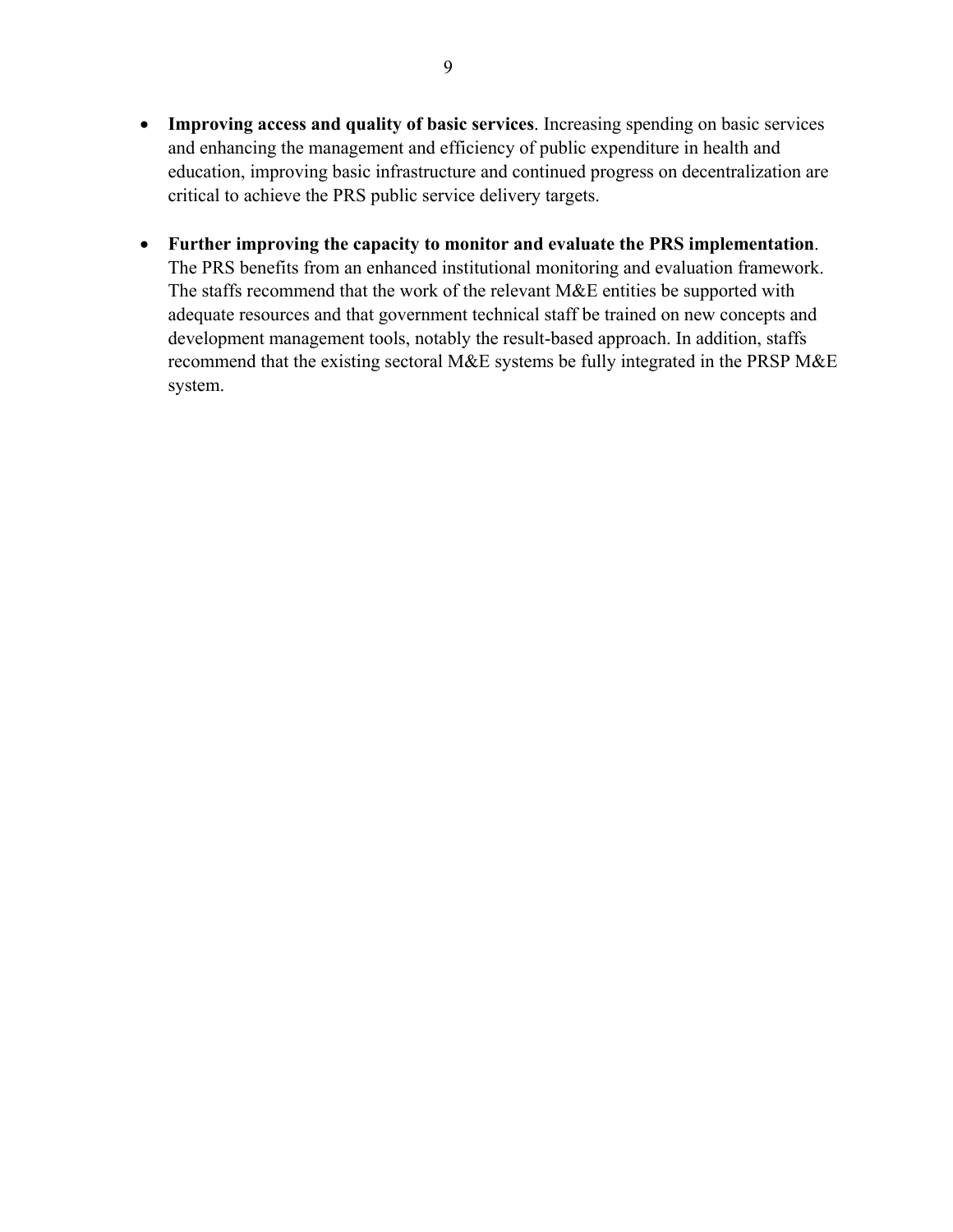- **Improving access and quality of basic services**. Increasing spending on basic services and enhancing the management and efficiency of public expenditure in health and education, improving basic infrastructure and continued progress on decentralization are critical to achieve the PRS public service delivery targets.

- **Further improving the capacity to monitor and evaluate the PRS implementation**. The PRS benefits from an enhanced institutional monitoring and evaluation framework. The staffs recommend that the work of the relevant M&E entities be supported with adequate resources and that government technical staff be trained on new concepts and development management tools, notably the result-based approach. In addition, staffs recommend that the existing sectoral M&E systems be fully integrated in the PRSP M&E system.